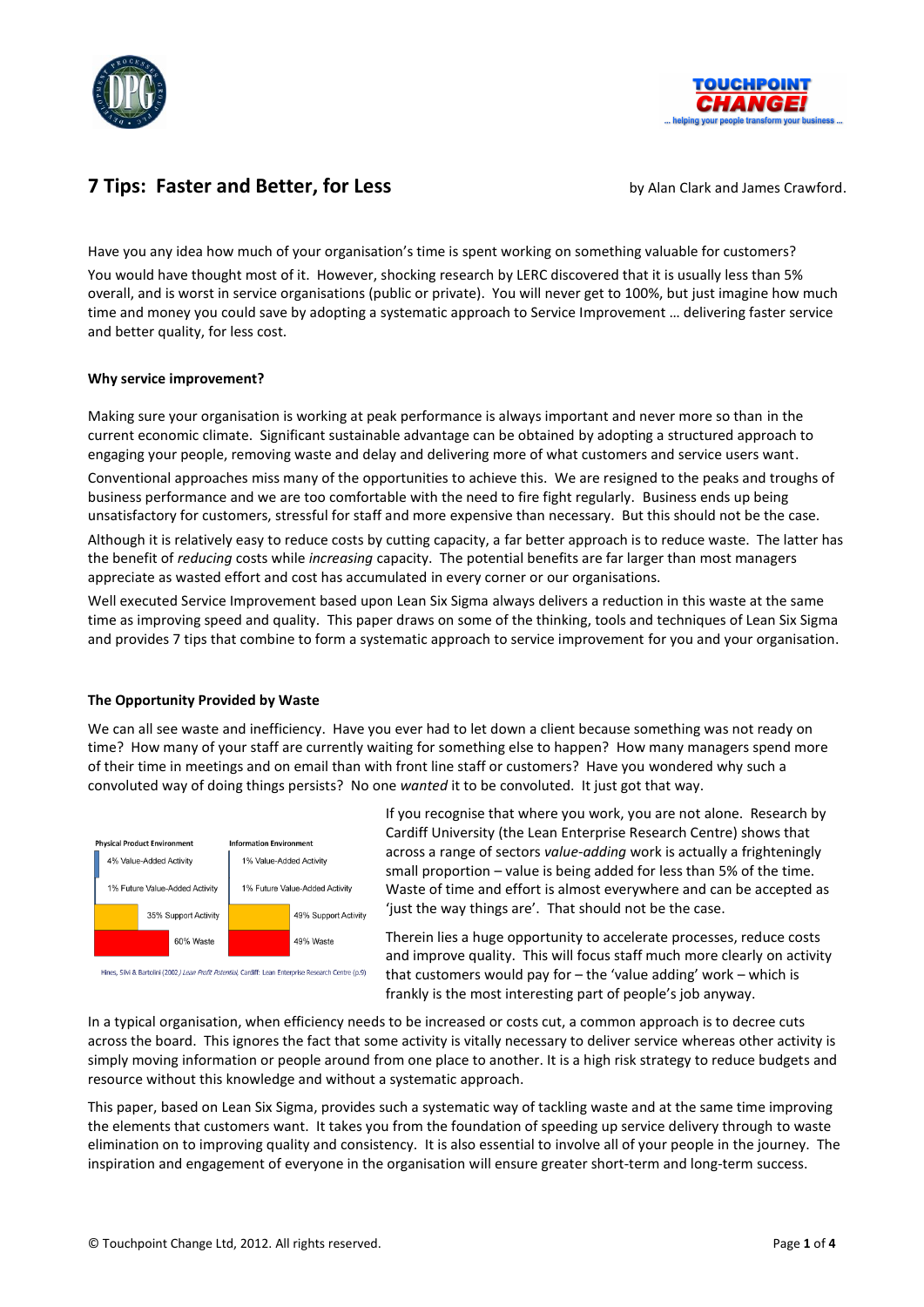# 7 Tips: Faster and Better, for Less

by Alan Clark and James Crawford.

Have you any idea how much of your organisation's time is spent working on something valuable for customers? You would have thought most of it. However, shocking research by LERC discovered that it is usually less than 5% overall, and is worst in service organisations (public or private). You will never get to 100%, but just imagine how much time and money you could save by adopting a systematic approach to Service Improvement … delivering faster service and better quality, for less cost.

**Why service improvement?**

Making sure your organisation is working at peak performance is always important and never more so than in the current economic climate. Significant sustainable advantage can be obtained by adopting a structured approach to engaging your people, removing waste and delay and delivering more of what customers and service users want.

Conventional approaches miss many of the opportunities to achieve this. We are resigned to the peaks and troughs of business performance and we are too comfortable with the need to fire fight regularly. Business ends up being unsatisfactory for customers, stressful for staff and more expensive than necessary. But this should not be the case.

Although it is relatively easy to reduce costs by cutting capacity, a far better approach is to reduce waste. The latter has the benefit of *reducing* costs while *increasing* capacity. The potential benefits are far larger than most managers appreciate as wasted effort and cost has accumulated in every corner or our organisations.

Well executed Service Improvement based upon Lean Six Sigma always delivers a reduction in this waste at the same time as improving speed and quality. This paper draws on some of the thinking, tools and techniques of Lean Six Sigma and provides 7 tips that combine to form a systematic approach to service improvement for you and your organisation.

**The Opportunity Provided by Waste**

We can all see waste and inefficiency. Have you ever had to let down a client because something was not ready on time? How many of your staff are currently waiting for something else to happen? How many managers spend more of their time in meetings and on email than with front line staff or customers? Have you wondered why such a convoluted way of doing things persists? No one *wanted* it to be convoluted. It just got that way.

| Physical Product Environment | Information Environment |
| --- | --- |
| 4% Value-Added Activity | 1% Value-Added Activity |
| 1% Future Value-Added Activity | 1% Future Value-Added Activity |
| 35% Support Activity | 49% Support Activity |
| 60% Waste | 49% Waste |

Hines, Silvi & Bartolini (2002) *Lean Profit Potential*, Cardiff: Lean Enterprise Research Centre (p.9)

If you recognise that where you work, you are not alone. Research by Cardiff University (the Lean Enterprise Research Centre) shows that across a range of sectors *value-adding* work is actually a frighteningly small proportion – value is being added for less than 5% of the time. Waste of time and effort is almost everywhere and can be accepted as 'just the way things are'. That should not be the case.

Therein lies a huge opportunity to accelerate processes, reduce costs and improve quality. This will focus staff much more clearly on activity that customers would pay for – the 'value adding' work – which is frankly is the most interesting part of people's job anyway.

In a typical organisation, when efficiency needs to be increased or costs cut, a common approach is to decree cuts across the board. This ignores the fact that some activity is vitally necessary to deliver service whereas other activity is simply moving information or people around from one place to another. It is a high risk strategy to reduce budgets and resource without this knowledge and without a systematic approach.

This paper, based on Lean Six Sigma, provides such a systematic way of tackling waste and at the same time improving the elements that customers want. It takes you from the foundation of speeding up service delivery through to waste elimination on to improving quality and consistency. It is also essential to involve all of your people in the journey. The inspiration and engagement of everyone in the organisation will ensure greater short-term and long-term success.

© Touchpoint Change Ltd, 2012. All rights reserved.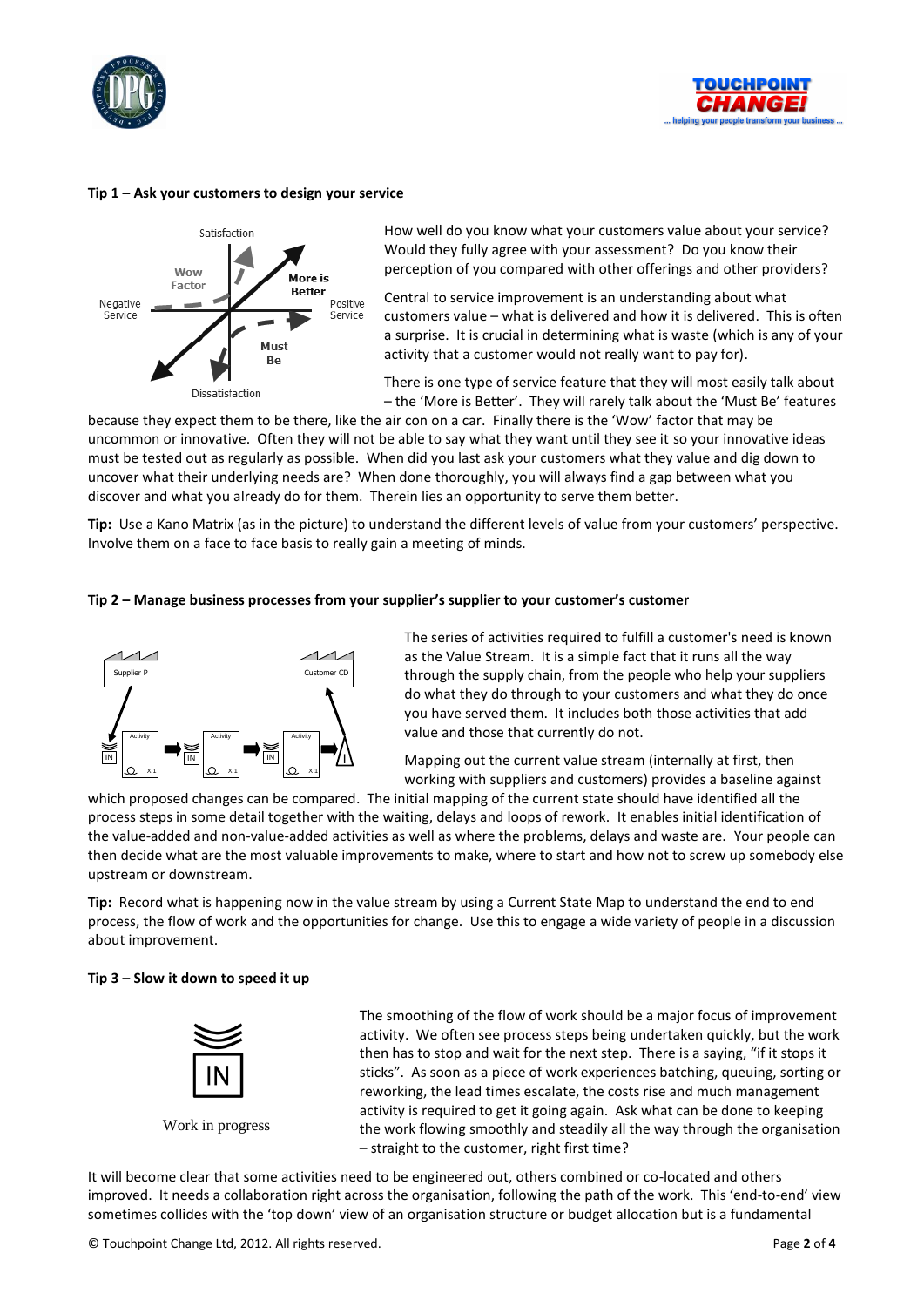**Tip 1 – Ask your customers to design your service**

How well do you know what your customers value about your service? Would they fully agree with your assessment? Do you know their perception of you compared with other offerings and other providers?

Central to service improvement is an understanding about what customers value – what is delivered and how it is delivered. This is often a surprise. It is crucial in determining what is waste (which is any of your activity that a customer would not really want to pay for).

There is one type of service feature that they will most easily talk about – the 'More is Better'. They will rarely talk about the 'Must Be' features because they expect them to be there, like the air con on a car. Finally there is the 'Wow' factor that may be uncommon or innovative. Often they will not be able to say what they want until they see it so your innovative ideas must be tested out as regularly as possible. When did you last ask your customers what they value and dig down to uncover what their underlying needs are? When done thoroughly, you will always find a gap between what you discover and what you already do for them. Therein lies an opportunity to serve them better.

**Tip:** Use a Kano Matrix (as in the picture) to understand the different levels of value from your customers' perspective. Involve them on a face to face basis to really gain a meeting of minds.

**Tip 2 – Manage business processes from your supplier's supplier to your customer's customer**

The series of activities required to fulfill a customer's need is known as the Value Stream. It is a simple fact that it runs all the way through the supply chain, from the people who help your suppliers do what they do through to your customers and what they do once you have served them. It includes both those activities that add value and those that currently do not.

Mapping out the current value stream (internally at first, then working with suppliers and customers) provides a baseline against which proposed changes can be compared. The initial mapping of the current state should have identified all the process steps in some detail together with the waiting, delays and loops of rework. It enables initial identification of the value-added and non-value-added activities as well as where the problems, delays and waste are. Your people can then decide what are the most valuable improvements to make, where to start and how not to screw up somebody else upstream or downstream.

**Tip:** Record what is happening now in the value stream by using a Current State Map to understand the end to end process, the flow of work and the opportunities for change. Use this to engage a wide variety of people in a discussion about improvement.

**Tip 3 – Slow it down to speed it up**

Work in progress

The smoothing of the flow of work should be a major focus of improvement activity. We often see process steps being undertaken quickly, but the work then has to stop and wait for the next step. There is a saying, "if it stops it sticks". As soon as a piece of work experiences batching, queuing, sorting or reworking, the lead times escalate, the costs rise and much management activity is required to get it going again. Ask what can be done to keeping the work flowing smoothly and steadily all the way through the organisation – straight to the customer, right first time?

It will become clear that some activities need to be engineered out, others combined or co-located and others improved. It needs a collaboration right across the organisation, following the path of the work. This 'end-to-end' view sometimes collides with the 'top down' view of an organisation structure or budget allocation but is a fundamental

© Touchpoint Change Ltd, 2012. All rights reserved.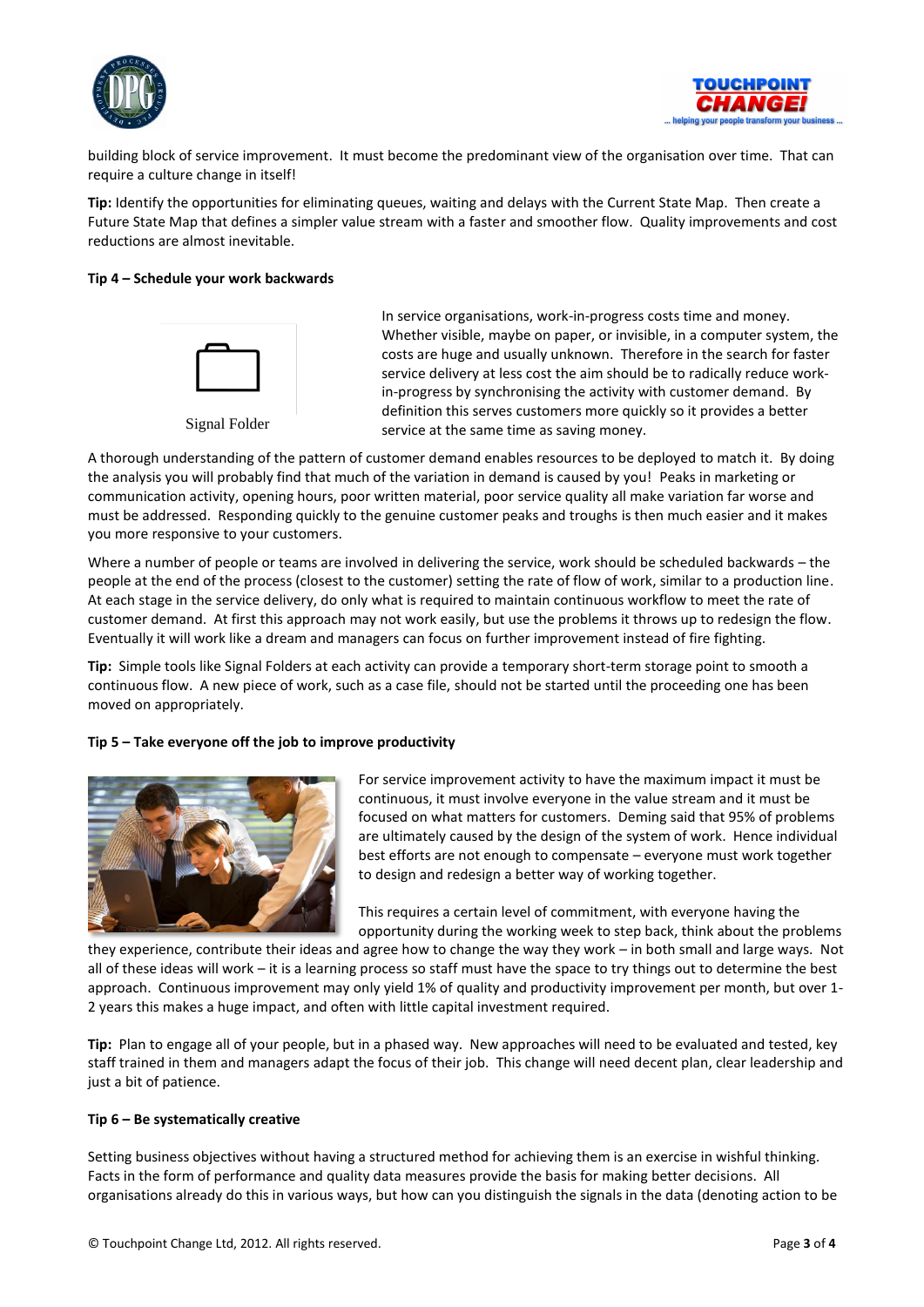building block of service improvement. It must become the predominant view of the organisation over time. That can require a culture change in itself!

**Tip:** Identify the opportunities for eliminating queues, waiting and delays with the Current State Map. Then create a Future State Map that defines a simpler value stream with a faster and smoother flow. Quality improvements and cost reductions are almost inevitable.

**Tip 4 – Schedule your work backwards**

Signal Folder

In service organisations, work-in-progress costs time and money. Whether visible, maybe on paper, or invisible, in a computer system, the costs are huge and usually unknown. Therefore in the search for faster service delivery at less cost the aim should be to radically reduce work-in-progress by synchronising the activity with customer demand. By definition this serves customers more quickly so it provides a better service at the same time as saving money.

A thorough understanding of the pattern of customer demand enables resources to be deployed to match it. By doing the analysis you will probably find that much of the variation in demand is caused by you! Peaks in marketing or communication activity, opening hours, poor written material, poor service quality all make variation far worse and must be addressed. Responding quickly to the genuine customer peaks and troughs is then much easier and it makes you more responsive to your customers.

Where a number of people or teams are involved in delivering the service, work should be scheduled backwards – the people at the end of the process (closest to the customer) setting the rate of flow of work, similar to a production line. At each stage in the service delivery, do only what is required to maintain continuous workflow to meet the rate of customer demand. At first this approach may not work easily, but use the problems it throws up to redesign the flow. Eventually it will work like a dream and managers can focus on further improvement instead of fire fighting.

**Tip:** Simple tools like Signal Folders at each activity can provide a temporary short-term storage point to smooth a continuous flow. A new piece of work, such as a case file, should not be started until the proceeding one has been moved on appropriately.

**Tip 5 – Take everyone off the job to improve productivity**

For service improvement activity to have the maximum impact it must be continuous, it must involve everyone in the value stream and it must be focused on what matters for customers. Deming said that 95% of problems are ultimately caused by the design of the system of work. Hence individual best efforts are not enough to compensate – everyone must work together to design and redesign a better way of working together.

This requires a certain level of commitment, with everyone having the opportunity during the working week to step back, think about the problems they experience, contribute their ideas and agree how to change the way they work – in both small and large ways. Not all of these ideas will work – it is a learning process so staff must have the space to try things out to determine the best approach. Continuous improvement may only yield 1% of quality and productivity improvement per month, but over 1-2 years this makes a huge impact, and often with little capital investment required.

**Tip:** Plan to engage all of your people, but in a phased way. New approaches will need to be evaluated and tested, key staff trained in them and managers adapt the focus of their job. This change will need decent plan, clear leadership and just a bit of patience.

**Tip 6 – Be systematically creative**

Setting business objectives without having a structured method for achieving them is an exercise in wishful thinking. Facts in the form of performance and quality data measures provide the basis for making better decisions. All organisations already do this in various ways, but how can you distinguish the signals in the data (denoting action to be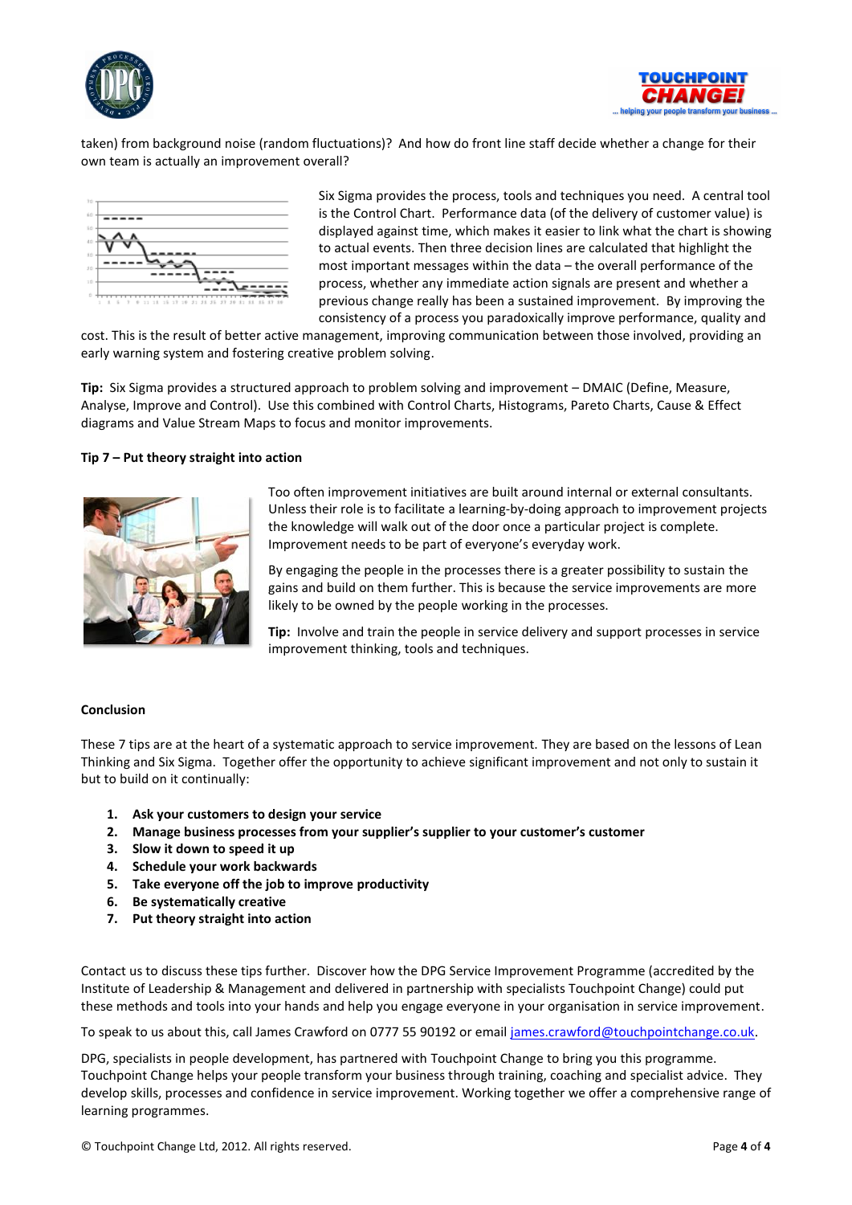taken) from background noise (random fluctuations)? And how do front line staff decide whether a change for their own team is actually an improvement overall?

Six Sigma provides the process, tools and techniques you need. A central tool is the Control Chart. Performance data (of the delivery of customer value) is displayed against time, which makes it easier to link what the chart is showing to actual events. Then three decision lines are calculated that highlight the most important messages within the data – the overall performance of the process, whether any immediate action signals are present and whether a previous change really has been a sustained improvement. By improving the consistency of a process you paradoxically improve performance, quality and cost. This is the result of better active management, improving communication between those involved, providing an early warning system and fostering creative problem solving.

**Tip:** Six Sigma provides a structured approach to problem solving and improvement – DMAIC (Define, Measure, Analyse, Improve and Control). Use this combined with Control Charts, Histograms, Pareto Charts, Cause & Effect diagrams and Value Stream Maps to focus and monitor improvements.

**Tip 7 – Put theory straight into action**

Too often improvement initiatives are built around internal or external consultants. Unless their role is to facilitate a learning-by-doing approach to improvement projects the knowledge will walk out of the door once a particular project is complete. Improvement needs to be part of everyone's everyday work.

By engaging the people in the processes there is a greater possibility to sustain the gains and build on them further. This is because the service improvements are more likely to be owned by the people working in the processes.

**Tip:** Involve and train the people in service delivery and support processes in service improvement thinking, tools and techniques.

**Conclusion**

These 7 tips are at the heart of a systematic approach to service improvement. They are based on the lessons of Lean Thinking and Six Sigma. Together offer the opportunity to achieve significant improvement and not only to sustain it but to build on it continually:

1. **Ask your customers to design your service**
2. **Manage business processes from your supplier's supplier to your customer's customer**
3. **Slow it down to speed it up**
4. **Schedule your work backwards**
5. **Take everyone off the job to improve productivity**
6. **Be systematically creative**
7. **Put theory straight into action**

Contact us to discuss these tips further. Discover how the DPG Service Improvement Programme (accredited by the Institute of Leadership & Management and delivered in partnership with specialists Touchpoint Change) could put these methods and tools into your hands and help you engage everyone in your organisation in service improvement.

To speak to us about this, call James Crawford on 0777 55 90192 or email james.crawford@touchpointchange.co.uk.

DPG, specialists in people development, has partnered with Touchpoint Change to bring you this programme. Touchpoint Change helps your people transform your business through training, coaching and specialist advice. They develop skills, processes and confidence in service improvement. Working together we offer a comprehensive range of learning programmes.

© Touchpoint Change Ltd, 2012. All rights reserved.